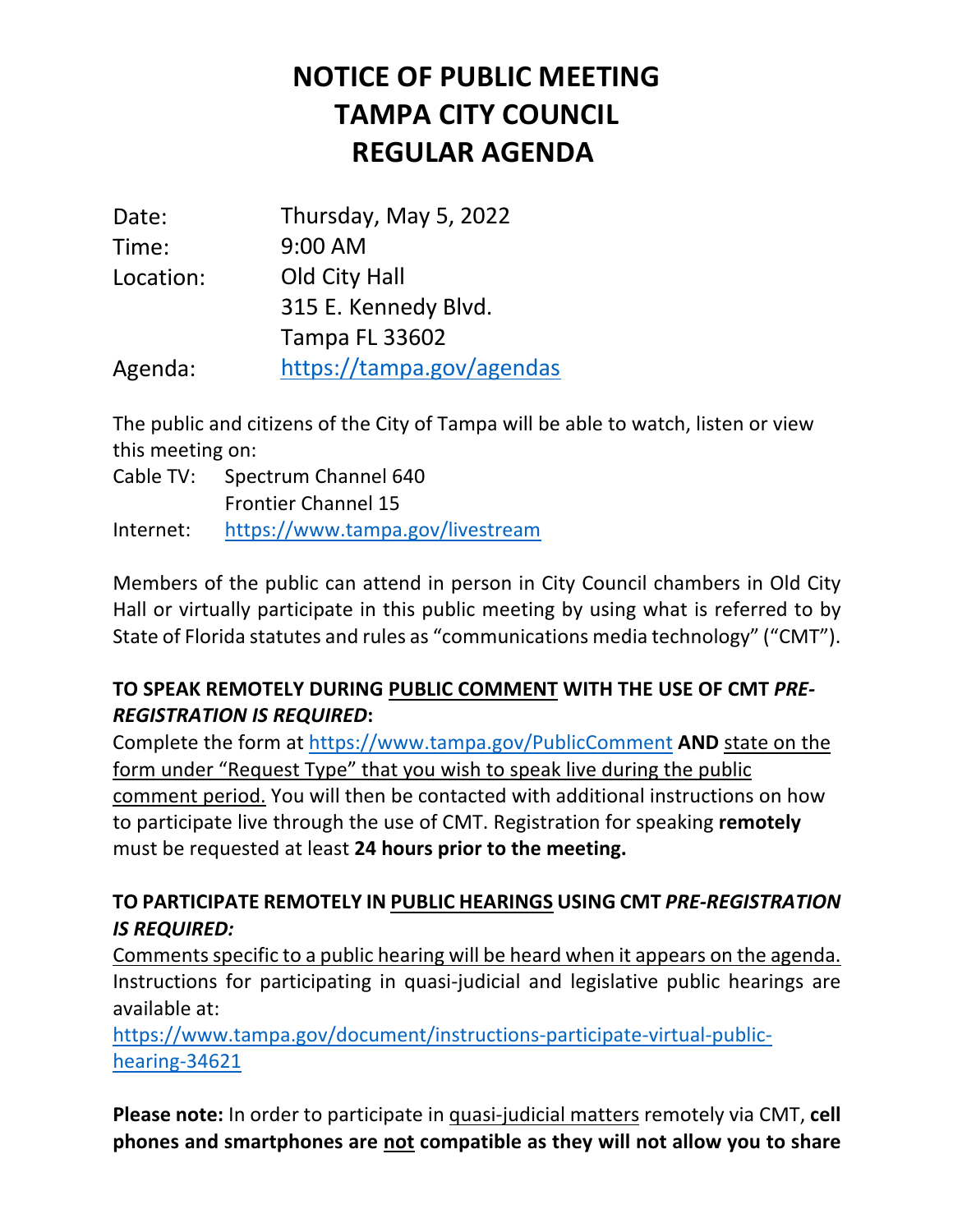# NOTICE OF PUBLIC MEETING
# TAMPA CITY COUNCIL
# REGULAR AGENDA

| | |
|---|---|
| Date: | Thursday, May 5, 2022 |
| Time: | 9:00 AM |
| Location: | Old City Hall<br>315 E. Kennedy Blvd.<br>Tampa FL 33602 |
| Agenda: | https://tampa.gov/agendas |

The public and citizens of the City of Tampa will be able to watch, listen or view this meeting on:

| | |
|---|---|
| Cable TV: | Spectrum Channel 640<br>Frontier Channel 15 |
| Internet: | https://www.tampa.gov/livestream |

Members of the public can attend in person in City Council chambers in Old City Hall or virtually participate in this public meeting by using what is referred to by State of Florida statutes and rules as "communications media technology" ("CMT").

**TO SPEAK REMOTELY DURING PUBLIC COMMENT WITH THE USE OF CMT *PRE-REGISTRATION IS REQUIRED*:**

Complete the form at https://www.tampa.gov/PublicComment **AND** state on the form under "Request Type" that you wish to speak live during the public comment period. You will then be contacted with additional instructions on how to participate live through the use of CMT. Registration for speaking **remotely** must be requested at least **24 hours prior to the meeting.**

**TO PARTICIPATE REMOTELY IN PUBLIC HEARINGS USING CMT *PRE-REGISTRATION IS REQUIRED:***

Comments specific to a public hearing will be heard when it appears on the agenda. Instructions for participating in quasi-judicial and legislative public hearings are available at:
https://www.tampa.gov/document/instructions-participate-virtual-public-hearing-34621

**Please note:** In order to participate in quasi-judicial matters remotely via CMT, **cell phones and smartphones are not compatible as they will not allow you to share**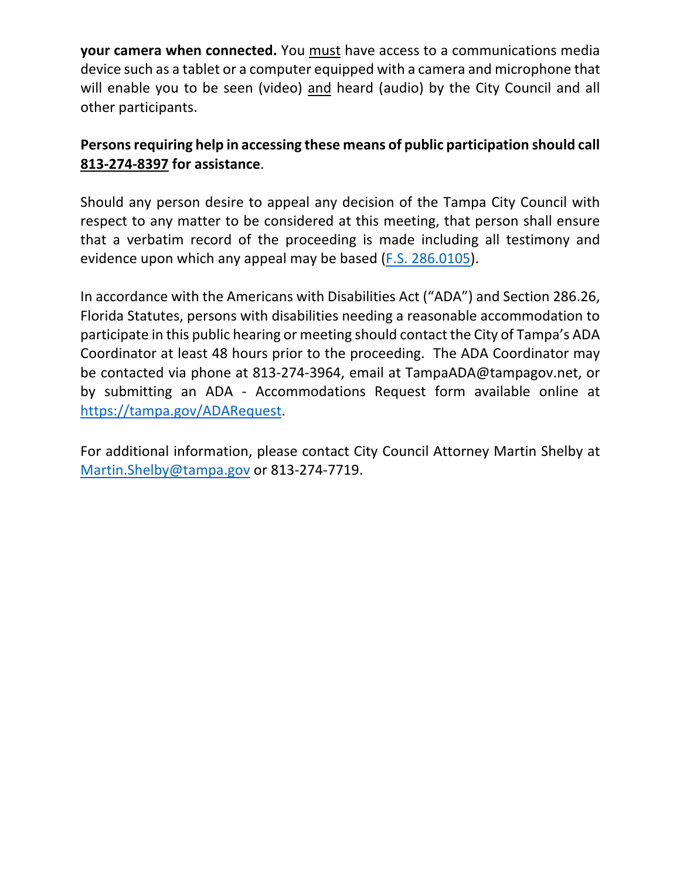**your camera when connected.** You <u>must</u> have access to a communications media device such as a tablet or a computer equipped with a camera and microphone that will enable you to be seen (video) <u>and</u> heard (audio) by the City Council and all other participants.

**Persons requiring help in accessing these means of public participation should call <u>813-274-8397</u> for assistance**.

Should any person desire to appeal any decision of the Tampa City Council with respect to any matter to be considered at this meeting, that person shall ensure that a verbatim record of the proceeding is made including all testimony and evidence upon which any appeal may be based (F.S. 286.0105).

In accordance with the Americans with Disabilities Act ("ADA") and Section 286.26, Florida Statutes, persons with disabilities needing a reasonable accommodation to participate in this public hearing or meeting should contact the City of Tampa's ADA Coordinator at least 48 hours prior to the proceeding. The ADA Coordinator may be contacted via phone at 813-274-3964, email at TampaADA@tampagov.net, or by submitting an ADA - Accommodations Request form available online at https://tampa.gov/ADARequest.

For additional information, please contact City Council Attorney Martin Shelby at Martin.Shelby@tampa.gov or 813-274-7719.